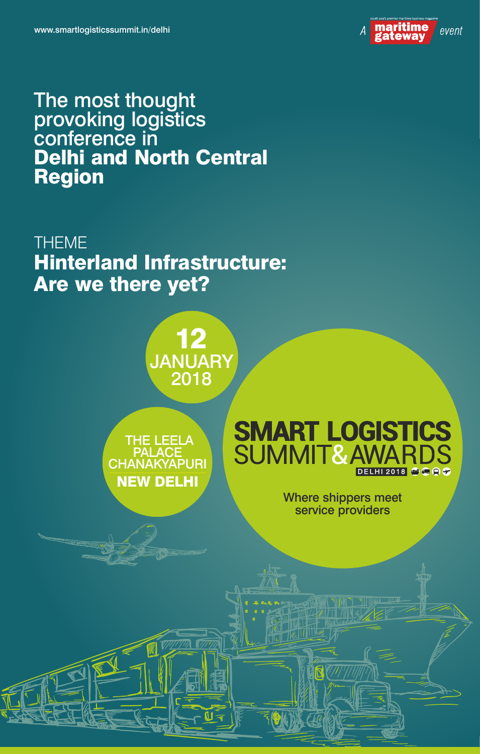www.smartlogisticssummit.in/delhi

A maritime gateway event

# The most thought provoking logistics conference in **Delhi and North Central Region**

THEME

## Hinterland Infrastructure: Are we there yet?

**12** JANUARY 2018

THE LEELA PALACE CHANAKYAPURI

**NEW DELHI**

# SMART LOGISTICS SUMMIT & AWARDS

DELHI 2018

Where shippers meet service providers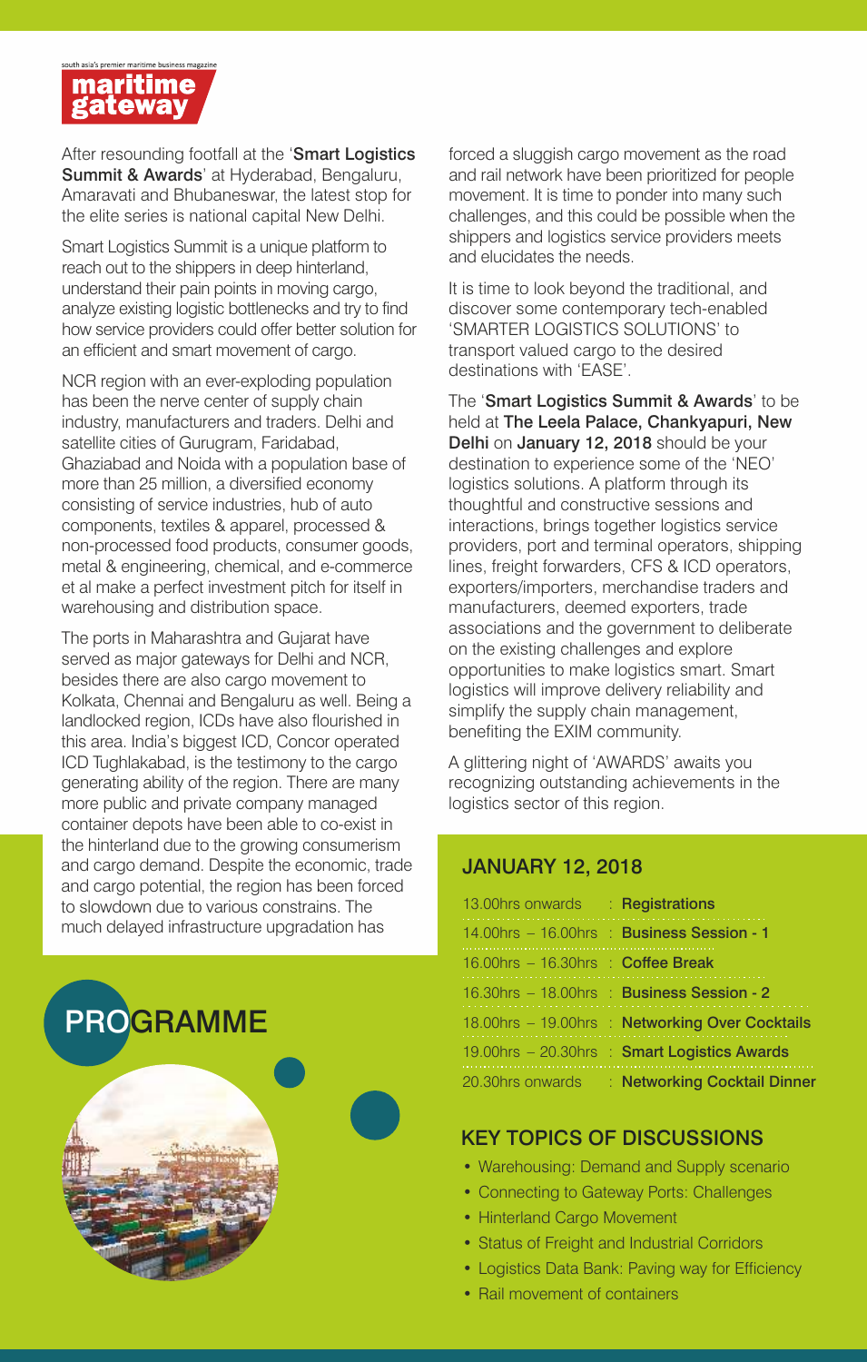south asia's premier maritime business magazine

**maritime gateway**

After resounding footfall at the '**Smart Logistics Summit & Awards**' at Hyderabad, Bengaluru, Amaravati and Bhubaneswar, the latest stop for the elite series is national capital New Delhi.

Smart Logistics Summit is a unique platform to reach out to the shippers in deep hinterland, understand their pain points in moving cargo, analyze existing logistic bottlenecks and try to find how service providers could offer better solution for an efficient and smart movement of cargo.

NCR region with an ever-exploding population has been the nerve center of supply chain industry, manufacturers and traders. Delhi and satellite cities of Gurugram, Faridabad, Ghaziabad and Noida with a population base of more than 25 million, a diversified economy consisting of service industries, hub of auto components, textiles & apparel, processed & non-processed food products, consumer goods, metal & engineering, chemical, and e-commerce et al make a perfect investment pitch for itself in warehousing and distribution space.

The ports in Maharashtra and Gujarat have served as major gateways for Delhi and NCR, besides there are also cargo movement to Kolkata, Chennai and Bengaluru as well. Being a landlocked region, ICDs have also flourished in this area. India's biggest ICD, Concor operated ICD Tughlakabad, is the testimony to the cargo generating ability of the region. There are many more public and private company managed container depots have been able to co-exist in the hinterland due to the growing consumerism and cargo demand. Despite the economic, trade and cargo potential, the region has been forced to slowdown due to various constrains. The much delayed infrastructure upgradation has forced a sluggish cargo movement as the road and rail network have been prioritized for people movement. It is time to ponder into many such challenges, and this could be possible when the shippers and logistics service providers meets and elucidates the needs.

It is time to look beyond the traditional, and discover some contemporary tech-enabled 'SMARTER LOGISTICS SOLUTIONS' to transport valued cargo to the desired destinations with 'EASE'.

The '**Smart Logistics Summit & Awards**' to be held at **The Leela Palace, Chankyapuri, New Delhi** on **January 12, 2018** should be your destination to experience some of the 'NEO' logistics solutions. A platform through its thoughtful and constructive sessions and interactions, brings together logistics service providers, port and terminal operators, shipping lines, freight forwarders, CFS & ICD operators, exporters/importers, merchandise traders and manufacturers, deemed exporters, trade associations and the government to deliberate on the existing challenges and explore opportunities to make logistics smart. Smart logistics will improve delivery reliability and simplify the supply chain management, benefiting the EXIM community.

A glittering night of 'AWARDS' awaits you recognizing outstanding achievements in the logistics sector of this region.

## PROGRAMME

### JANUARY 12, 2018

| Time | Event |
|---|---|
| 13.00hrs onwards | **Registrations** |
| 14.00hrs – 16.00hrs | **Business Session - 1** |
| 16.00hrs – 16.30hrs | **Coffee Break** |
| 16.30hrs – 18.00hrs | **Business Session - 2** |
| 18.00hrs – 19.00hrs | **Networking Over Cocktails** |
| 19.00hrs – 20.30hrs | **Smart Logistics Awards** |
| 20.30hrs onwards | **Networking Cocktail Dinner** |

### KEY TOPICS OF DISCUSSIONS

- Warehousing: Demand and Supply scenario
- Connecting to Gateway Ports: Challenges
- Hinterland Cargo Movement
- Status of Freight and Industrial Corridors
- Logistics Data Bank: Paving way for Efficiency
- Rail movement of containers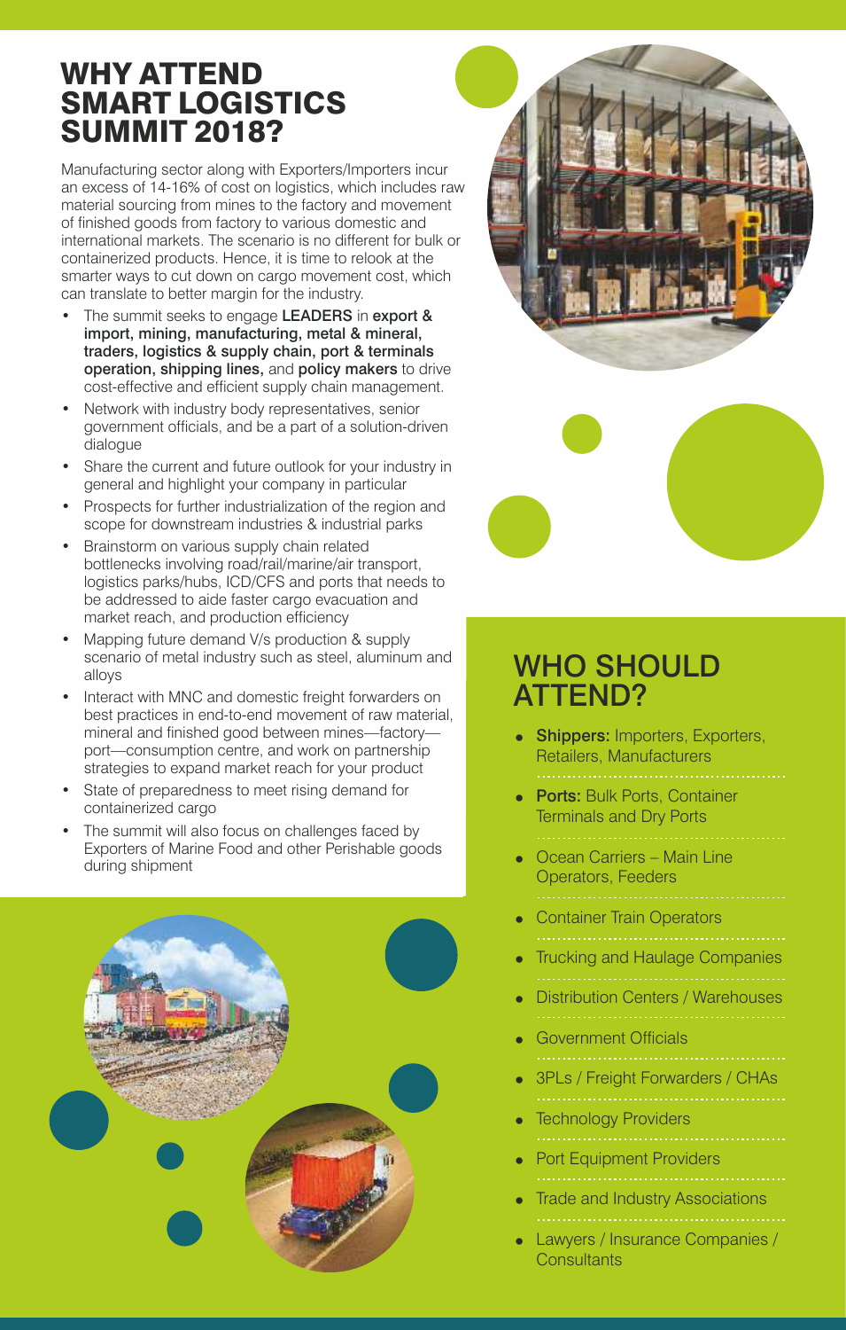# WHY ATTEND SMART LOGISTICS SUMMIT 2018?

Manufacturing sector along with Exporters/Importers incur an excess of 14-16% of cost on logistics, which includes raw material sourcing from mines to the factory and movement of finished goods from factory to various domestic and international markets. The scenario is no different for bulk or containerized products. Hence, it is time to relook at the smarter ways to cut down on cargo movement cost, which can translate to better margin for the industry.

- The summit seeks to engage **LEADERS** in **export & import, mining, manufacturing, metal & mineral, traders, logistics & supply chain, port & terminals operation, shipping lines,** and **policy makers** to drive cost-effective and efficient supply chain management.
- Network with industry body representatives, senior government officials, and be a part of a solution-driven dialogue
- Share the current and future outlook for your industry in general and highlight your company in particular
- Prospects for further industrialization of the region and scope for downstream industries & industrial parks
- Brainstorm on various supply chain related bottlenecks involving road/rail/marine/air transport, logistics parks/hubs, ICD/CFS and ports that needs to be addressed to aide faster cargo evacuation and market reach, and production efficiency
- Mapping future demand V/s production & supply scenario of metal industry such as steel, aluminum and alloys
- Interact with MNC and domestic freight forwarders on best practices in end-to-end movement of raw material, mineral and finished good between mines—factory—port—consumption centre, and work on partnership strategies to expand market reach for your product
- State of preparedness to meet rising demand for containerized cargo
- The summit will also focus on challenges faced by Exporters of Marine Food and other Perishable goods during shipment

## WHO SHOULD ATTEND?

- **Shippers:** Importers, Exporters, Retailers, Manufacturers
- **Ports:** Bulk Ports, Container Terminals and Dry Ports
- Ocean Carriers – Main Line Operators, Feeders
- Container Train Operators
- Trucking and Haulage Companies
- Distribution Centers / Warehouses
- Government Officials
- 3PLs / Freight Forwarders / CHAs
- Technology Providers
- Port Equipment Providers
- Trade and Industry Associations
- Lawyers / Insurance Companies / Consultants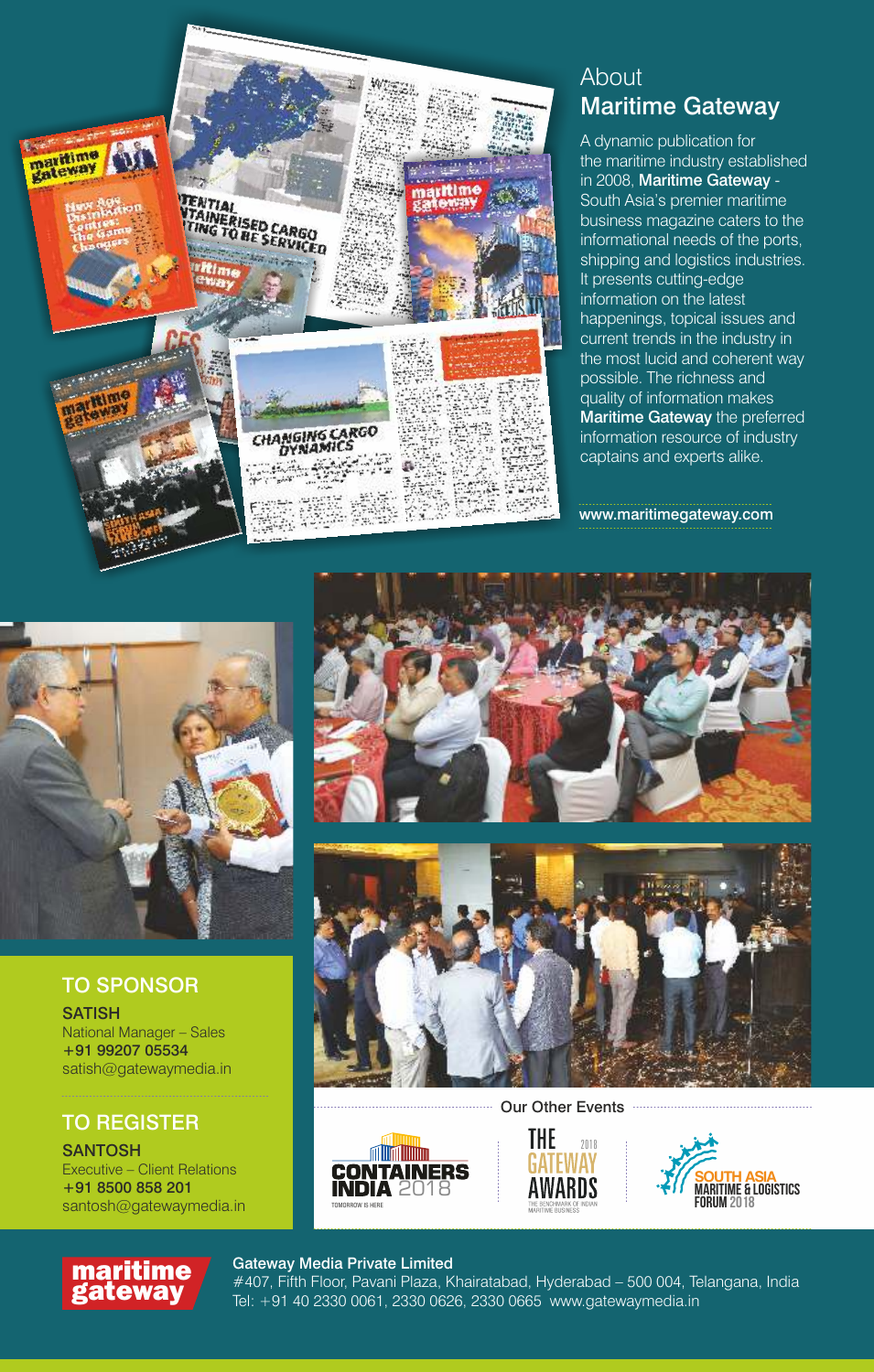## About Maritime Gateway

A dynamic publication for the maritime industry established in 2008, **Maritime Gateway** - South Asia's premier maritime business magazine caters to the informational needs of the ports, shipping and logistics industries. It presents cutting-edge information on the latest happenings, topical issues and current trends in the industry in the most lucid and coherent way possible. The richness and quality of information makes **Maritime Gateway** the preferred information resource of industry captains and experts alike.

www.maritimegateway.com

### TO SPONSOR

**SATISH**
National Manager – Sales
**+91 99207 05534**
satish@gatewaymedia.in

### TO REGISTER

**SANTOSH**
Executive – Client Relations
**+91 8500 858 201**
santosh@gatewaymedia.in

### Our Other Events

CONTAINERS INDIA 2018
TOMORROW IS HERE

THE GATEWAY AWARDS 2018
THE BENCHMARK OF INDIAN MARITIME BUSINESS

SOUTH ASIA MARITIME & LOGISTICS FORUM 2018

**Gateway Media Private Limited**
#407, Fifth Floor, Pavani Plaza, Khairatabad, Hyderabad – 500 004, Telangana, India
Tel: +91 40 2330 0061, 2330 0626, 2330 0665 www.gatewaymedia.in